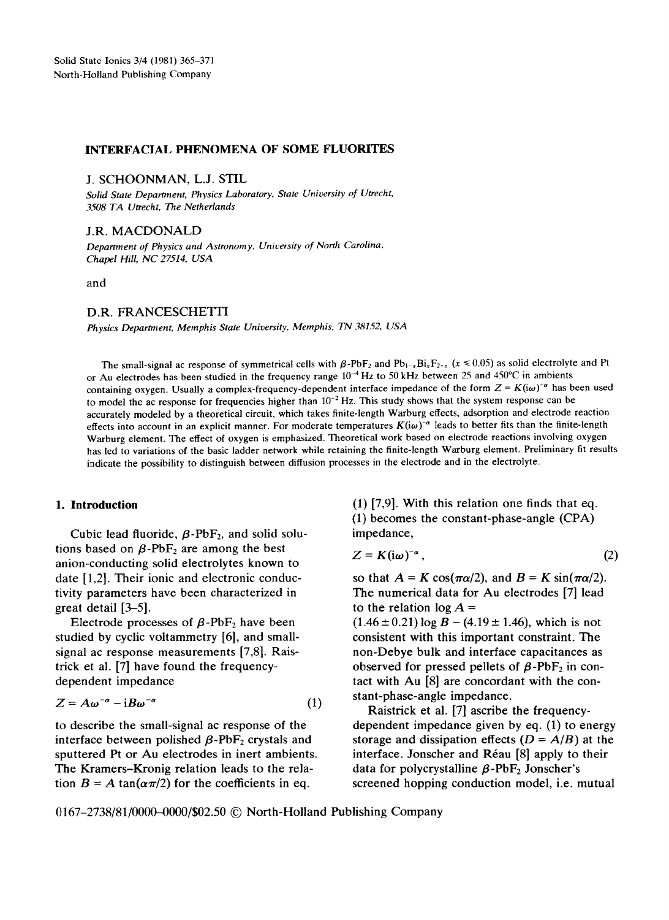# INTERFACIAL PHENOMENA OF SOME FLUORITES

J. SCHOONMAN, L.J. STIL

*Solid State Department, Physics Laboratory, State University of Utrecht, 3508 TA Utrecht, The Netherlands*

J.R. MACDONALD

*Department of Physics and Astronomy, University of North Carolina, Chapel Hill, NC 27514, USA*

and

D.R. FRANCESCHETTI

*Physics Department, Memphis State University, Memphis, TN 38152, USA*

The small-signal ac response of symmetrical cells with $\beta$-$PbF_2$ and $Pb_{1-x}Bi_xF_{2+x}$ ($x \leq 0.05$) as solid electrolyte and Pt or Au electrodes has been studied in the frequency range $10^{-4}$ Hz to 50 kHz between 25 and 450°C in ambients containing oxygen. Usually a complex-frequency-dependent interface impedance of the form $Z = K(i\omega)^{-\alpha}$ has been used to model the ac response for frequencies higher than $10^{-2}$ Hz. This study shows that the system response can be accurately modeled by a theoretical circuit, which takes finite-length Warburg effects, adsorption and electrode reaction effects into account in an explicit manner. For moderate temperatures $K(i\omega)^{-\alpha}$ leads to better fits than the finite-length Warburg element. The effect of oxygen is emphasized. Theoretical work based on electrode reactions involving oxygen has led to variations of the basic ladder network while retaining the finite-length Warburg element. Preliminary fit results indicate the possibility to distinguish between diffusion processes in the electrode and in the electrolyte.

## 1. Introduction

Cubic lead fluoride, $\beta$-$PbF_2$, and solid solutions based on $\beta$-$PbF_2$ are among the best anion-conducting solid electrolytes known to date [1,2]. Their ionic and electronic conductivity parameters have been characterized in great detail [3–5].

Electrode processes of $\beta$-$PbF_2$ have been studied by cyclic voltammetry [6], and small-signal ac response measurements [7,8]. Raistrick et al. [7] have found the frequency-dependent impedance

$$Z = A\omega^{-\alpha} - iB\omega^{-\alpha} \tag{1}$$

to describe the small-signal ac response of the interface between polished $\beta$-$PbF_2$ crystals and sputtered Pt or Au electrodes in inert ambients. The Kramers–Kronig relation leads to the relation $B = A \tan(\alpha\pi/2)$ for the coefficients in eq. (1) [7,9]. With this relation one finds that eq. (1) becomes the constant-phase-angle (CPA) impedance,

$$Z = K(i\omega)^{-\alpha}, \tag{2}$$

so that $A = K\cos(\pi\alpha/2)$, and $B = K\sin(\pi\alpha/2)$. The numerical data for Au electrodes [7] lead to the relation $\log A = (1.46 \pm 0.21)\log B - (4.19 \pm 1.46)$, which is not consistent with this important constraint. The non-Debye bulk and interface capacitances as observed for pressed pellets of $\beta$-$PbF_2$ in contact with Au [8] are concordant with the constant-phase-angle impedance.

Raistrick et al. [7] ascribe the frequency-dependent impedance given by eq. (1) to energy storage and dissipation effects ($D = A/B$) at the interface. Jonscher and Réau [8] apply to their data for polycrystalline $\beta$-$PbF_2$ Jonscher's screened hopping conduction model, i.e. mutual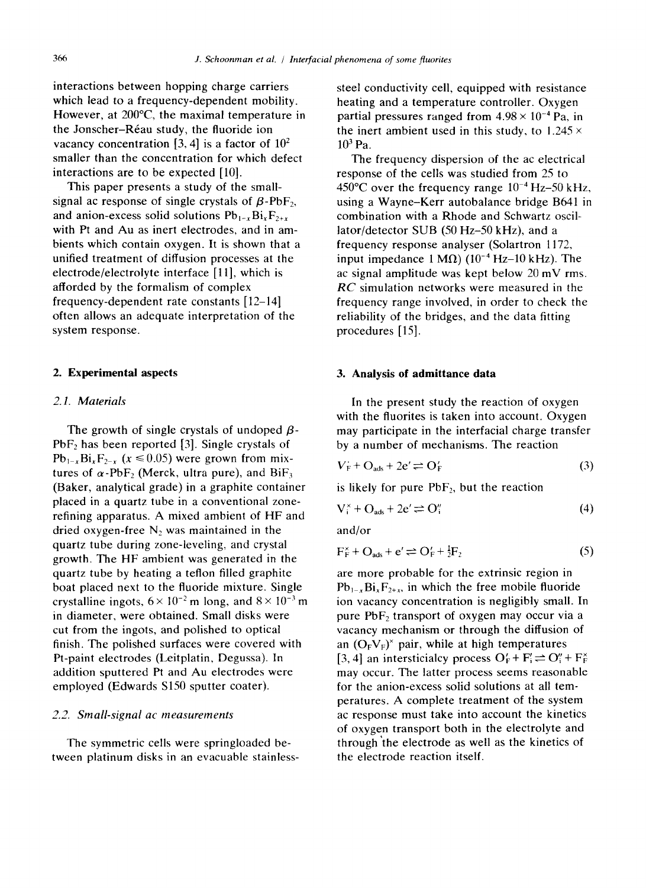interactions between hopping charge carriers which lead to a frequency-dependent mobility. However, at 200°C, the maximal temperature in the Jonscher–Réau study, the fluoride ion vacancy concentration [3, 4] is a factor of $10^2$ smaller than the concentration for which defect interactions are to be expected [10].

This paper presents a study of the small-signal ac response of single crystals of $\beta$-$PbF_2$, and anion-excess solid solutions $Pb_{1-x}Bi_xF_{2+x}$ with Pt and Au as inert electrodes, and in ambients which contain oxygen. It is shown that a unified treatment of diffusion processes at the electrode/electrolyte interface [11], which is afforded by the formalism of complex frequency-dependent rate constants [12–14] often allows an adequate interpretation of the system response.

## 2. Experimental aspects

### 2.1. Materials

The growth of single crystals of undoped $\beta$-$PbF_2$ has been reported [3]. Single crystals of $Pb_{1-x}Bi_xF_{2-x}$ ($x \leq 0.05$) were grown from mixtures of $\alpha$-$PbF_2$ (Merck, ultra pure), and $BiF_3$ (Baker, analytical grade) in a graphite container placed in a quartz tube in a conventional zone-refining apparatus. A mixed ambient of HF and dried oxygen-free $N_2$ was maintained in the quartz tube during zone-leveling, and crystal growth. The HF ambient was generated in the quartz tube by heating a teflon filled graphite boat placed next to the fluoride mixture. Single crystalline ingots, $6 \times 10^{-2}$ m long, and $8 \times 10^{-3}$ m in diameter, were obtained. Small disks were cut from the ingots, and polished to optical finish. The polished surfaces were covered with Pt-paint electrodes (Leitplatin, Degussa). In addition sputtered Pt and Au electrodes were employed (Edwards S150 sputter coater).

### 2.2. Small-signal ac measurements

The symmetric cells were springloaded between platinum disks in an evacuable stainless-steel conductivity cell, equipped with resistance heating and a temperature controller. Oxygen partial pressures ranged from $4.98 \times 10^{-4}$ Pa, in the inert ambient used in this study, to $1.245 \times 10^3$ Pa.

The frequency dispersion of the ac electrical response of the cells was studied from 25 to 450°C over the frequency range $10^{-4}$ Hz–50 kHz, using a Wayne–Kerr autobalance bridge B641 in combination with a Rhode and Schwartz oscillator/detector SUB (50 Hz–50 kHz), and a frequency response analyser (Solartron 1172, input impedance 1 MΩ) ($10^{-4}$ Hz–10 kHz). The ac signal amplitude was kept below 20 mV rms. *RC* simulation networks were measured in the frequency range involved, in order to check the reliability of the bridges, and the data fitting procedures [15].

## 3. Analysis of admittance data

In the present study the reaction of oxygen with the fluorites is taken into account. Oxygen may participate in the interfacial charge transfer by a number of mechanisms. The reaction

$$V_F^{\cdot} + O_{ads} + 2e' \rightleftharpoons O_F' \tag{3}$$

is likely for pure $PbF_2$, but the reaction

$$V_i^{\times} + O_{ads} + 2e' \rightleftharpoons O_i'' \tag{4}$$

and/or

$$F_F^{\times} + O_{ads} + e' \rightleftharpoons O_F' + \tfrac{1}{2}F_2 \tag{5}$$

are more probable for the extrinsic region in $Pb_{1-x}Bi_xF_{2+x}$, in which the free mobile fluoride ion vacancy concentration is negligibly small. In pure $PbF_2$ transport of oxygen may occur via a vacancy mechanism or through the diffusion of an $(O_FV_F)^{\times}$ pair, while at high temperatures [3, 4] an interstitialcy process $O_F' + F_i' \rightleftharpoons O_i'' + F_F^{\times}$ may occur. The latter process seems reasonable for the anion-excess solid solutions at all temperatures. A complete treatment of the system ac response must take into account the kinetics of oxygen transport both in the electrolyte and through the electrode as well as the kinetics of the electrode reaction itself.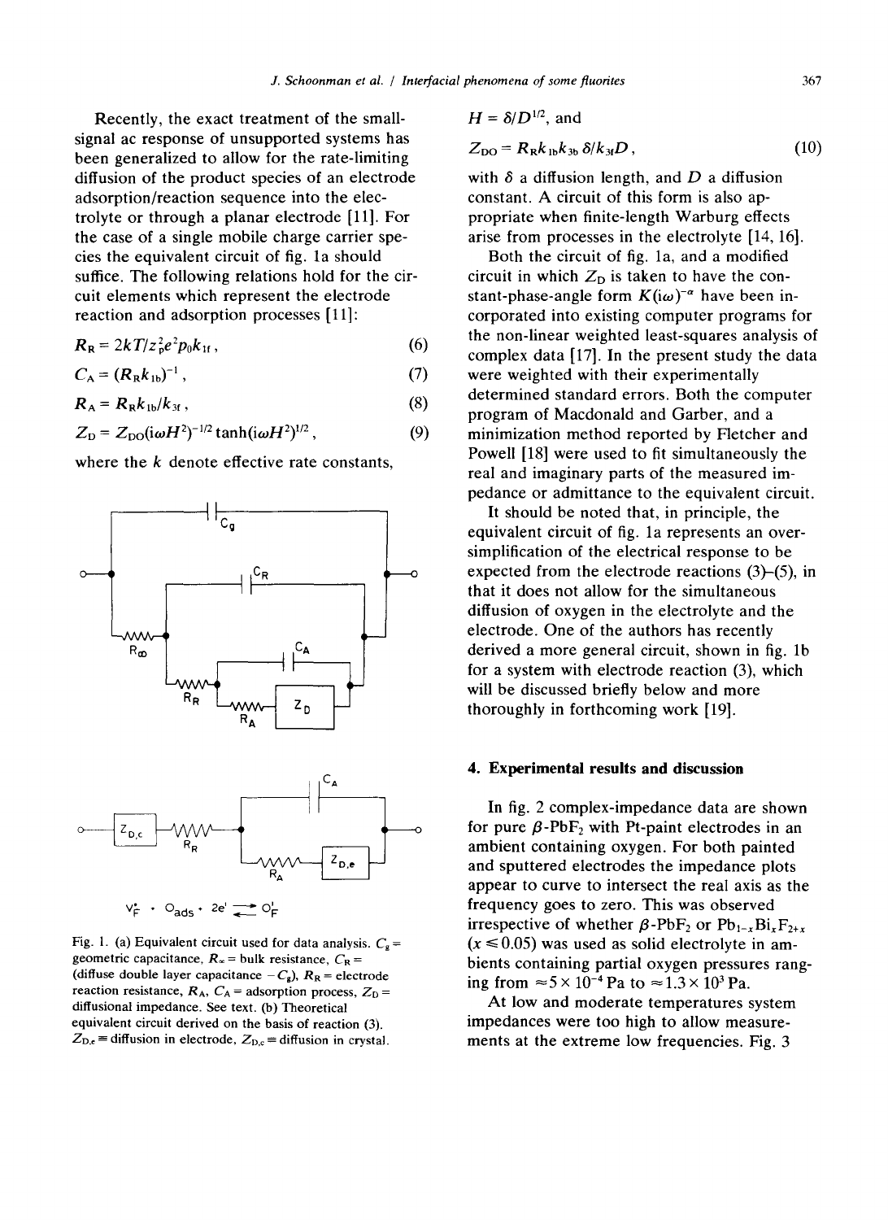Recently, the exact treatment of the small-signal ac response of unsupported systems has been generalized to allow for the rate-limiting diffusion of the product species of an electrode adsorption/reaction sequence into the electrolyte or through a planar electrode [11]. For the case of a single mobile charge carrier species the equivalent circuit of fig. 1a should suffice. The following relations hold for the circuit elements which represent the electrode reaction and adsorption processes [11]:

$$R_R = 2kT/z_p^2 e^2 p_0 k_{1f}\,, \tag{6}$$

$$C_A = (R_R k_{1b})^{-1}\,, \tag{7}$$

$$R_A = R_R k_{1b}/k_{3f}\,, \tag{8}$$

$$Z_D = Z_{DO}(i\omega H^2)^{-1/2}\tanh(i\omega H^2)^{1/2}\,, \tag{9}$$

where the $k$ denote effective rate constants, $H = \delta/D^{1/2}$, and

$$Z_{DO} = R_R k_{1b} k_{3b}\,\delta/k_{3f} D\,, \tag{10}$$

with $\delta$ a diffusion length, and $D$ a diffusion constant. A circuit of this form is also appropriate when finite-length Warburg effects arise from processes in the electrolyte [14, 16].

Both the circuit of fig. 1a, and a modified circuit in which $Z_D$ is taken to have the constant-phase-angle form $K(i\omega)^{-\alpha}$ have been incorporated into existing computer programs for the non-linear weighted least-squares analysis of complex data [17]. In the present study the data were weighted with their experimentally determined standard errors. Both the computer program of Macdonald and Garber, and a minimization method reported by Fletcher and Powell [18] were used to fit simultaneously the real and imaginary parts of the measured impedance or admittance to the equivalent circuit.

It should be noted that, in principle, the equivalent circuit of fig. 1a represents an over-simplification of the electrical response to be expected from the electrode reactions (3)–(5), in that it does not allow for the simultaneous diffusion of oxygen in the electrolyte and the electrode. One of the authors has recently derived a more general circuit, shown in fig. 1b for a system with electrode reaction (3), which will be discussed briefly below and more thoroughly in forthcoming work [19].

$V_F^{\bullet} + O_{ads} + 2e' \rightleftarrows O_F'$

Fig. 1. (a) Equivalent circuit used for data analysis. $C_g$ = geometric capacitance, $R_\infty$ = bulk resistance, $C_R$ = (diffuse double layer capacitance $-C_g$), $R_R$ = electrode reaction resistance, $R_A$, $C_A$ = adsorption process, $Z_D$ = diffusional impedance. See text. (b) Theoretical equivalent circuit derived on the basis of reaction (3). $Z_{D,e}$ = diffusion in electrode, $Z_{D,c}$ = diffusion in crystal.

## 4. Experimental results and discussion

In fig. 2 complex-impedance data are shown for pure $\beta$-$PbF_2$ with Pt-paint electrodes in an ambient containing oxygen. For both painted and sputtered electrodes the impedance plots appear to curve to intersect the real axis as the frequency goes to zero. This was observed irrespective of whether $\beta$-$PbF_2$ or $Pb_{1-x}Bi_xF_{2+x}$ ($x \leq 0.05$) was used as solid electrolyte in ambients containing partial oxygen pressures ranging from $\approx 5\times10^{-4}$ Pa to $\approx 1.3\times10^{3}$ Pa.

At low and moderate temperatures system impedances were too high to allow measurements at the extreme low frequencies. Fig. 3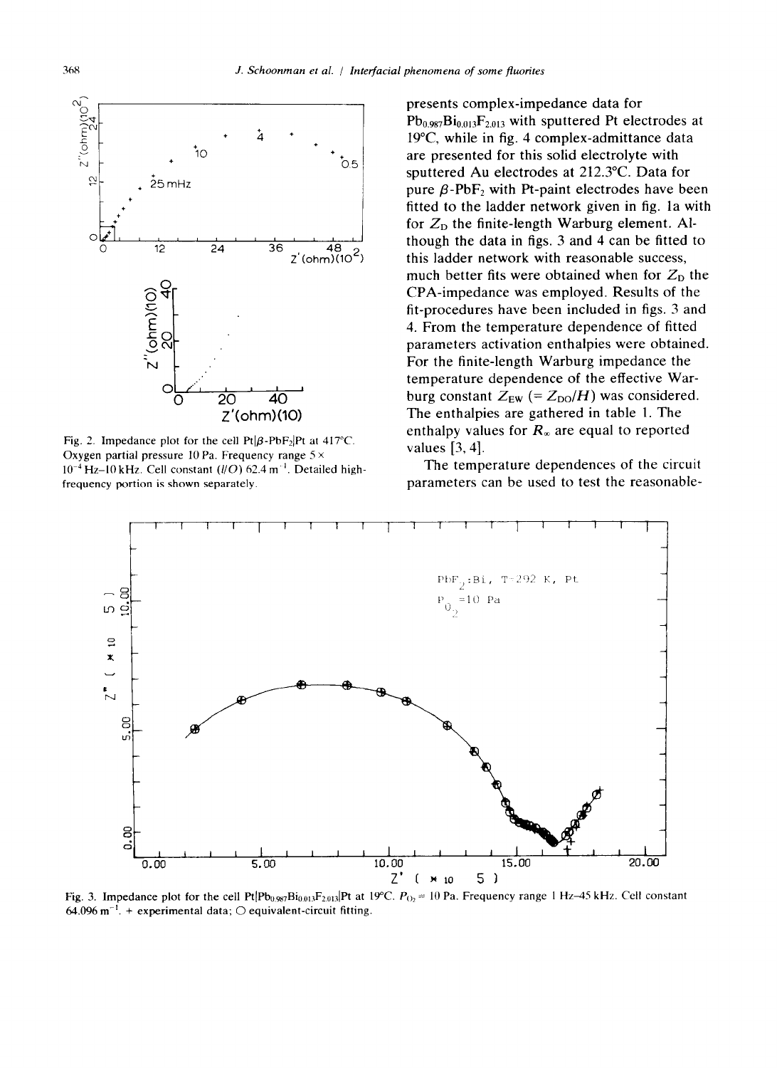Fig. 2. Impedance plot for the cell Pt|$\beta$-$PbF_2$|Pt at 417°C. Oxygen partial pressure 10 Pa. Frequency range $5 \times 10^{-4}$ Hz–10 kHz. Cell constant ($l/O$) 62.4 $m^{-1}$. Detailed high-frequency portion is shown separately.

presents complex-impedance data for $Pb_{0.987}Bi_{0.013}F_{2.013}$ with sputtered Pt electrodes at 19°C, while in fig. 4 complex-admittance data are presented for this solid electrolyte with sputtered Au electrodes at 212.3°C. Data for pure $\beta$-$PbF_2$ with Pt-paint electrodes have been fitted to the ladder network given in fig. 1a with for $Z_D$ the finite-length Warburg element. Although the data in figs. 3 and 4 can be fitted to this ladder network with reasonable success, much better fits were obtained when for $Z_D$ the CPA-impedance was employed. Results of the fit-procedures have been included in figs. 3 and 4. From the temperature dependence of fitted parameters activation enthalpies were obtained. For the finite-length Warburg impedance the temperature dependence of the effective Warburg constant $Z_{EW}$ $(= Z_{DO}/H)$ was considered. The enthalpies are gathered in table 1. The enthalpy values for $R_\infty$ are equal to reported values [3, 4].

The temperature dependences of the circuit parameters can be used to test the reasonable-

Fig. 3. Impedance plot for the cell Pt|$Pb_{0.987}Bi_{0.013}F_{2.013}$|Pt at 19°C. $P_{O_2}$ = 10 Pa. Frequency range 1 Hz–45 kHz. Cell constant 64.096 $m^{-1}$. + experimental data; ○ equivalent-circuit fitting.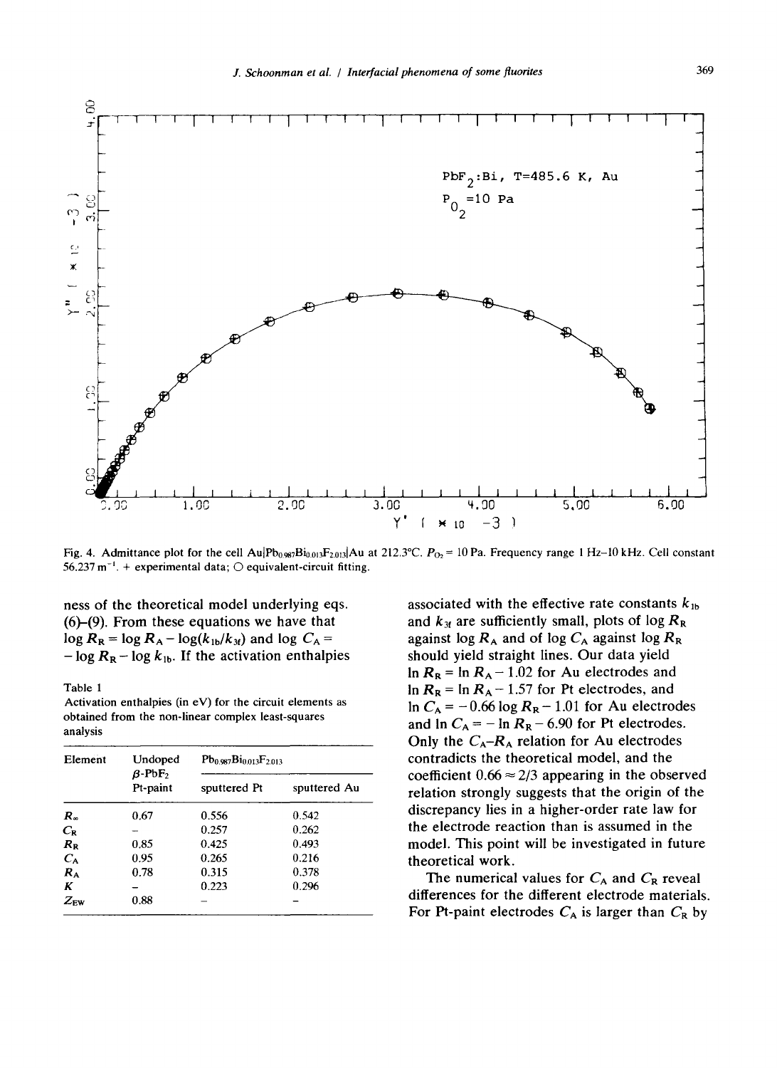Fig. 4. Admittance plot for the cell Au|$Pb_{0.987}Bi_{0.013}F_{2.013}$|Au at 212.3°C. $P_{O_2}$ = 10 Pa. Frequency range 1 Hz–10 kHz. Cell constant 56.237 $m^{-1}$. + experimental data; ○ equivalent-circuit fitting.

ness of the theoretical model underlying eqs. (6)–(9). From these equations we have that $\log R_R = \log R_A - \log(k_{1b}/k_{3f})$ and $\log C_A = -\log R_R - \log k_{1b}$. If the activation enthalpies associated with the effective rate constants $k_{1b}$ and $k_{3f}$ are sufficiently small, plots of $\log R_R$ against $\log R_A$ and of $\log C_A$ against $\log R_R$ should yield straight lines. Our data yield $\ln R_R = \ln R_A - 1.02$ for Au electrodes and $\ln R_R = \ln R_A - 1.57$ for Pt electrodes, and $\ln C_A = -0.66 \log R_R - 1.01$ for Au electrodes and $\ln C_A = -\ln R_R - 6.90$ for Pt electrodes. Only the $C_A$–$R_A$ relation for Au electrodes contradicts the theoretical model, and the coefficient $0.66 \approx 2/3$ appearing in the observed relation strongly suggests that the origin of the discrepancy lies in a higher-order rate law for the electrode reaction than is assumed in the model. This point will be investigated in future theoretical work.

Table 1
Activation enthalpies (in eV) for the circuit elements as obtained from the non-linear complex least-squares analysis

| Element | Undoped $\beta$-$PbF_2$ | $Pb_{0.987}Bi_{0.013}F_{2.013}$ | |
|---|---|---|---|
| | Pt-paint | sputtered Pt | sputtered Au |
| $R_\infty$ | 0.67 | 0.556 | 0.542 |
| $C_R$ | – | 0.257 | 0.262 |
| $R_R$ | 0.85 | 0.425 | 0.493 |
| $C_A$ | 0.95 | 0.265 | 0.216 |
| $R_A$ | 0.78 | 0.315 | 0.378 |
| $K$ | – | 0.223 | 0.296 |
| $Z_{EW}$ | 0.88 | – | – |

The numerical values for $C_A$ and $C_R$ reveal differences for the different electrode materials. For Pt-paint electrodes $C_A$ is larger than $C_R$ by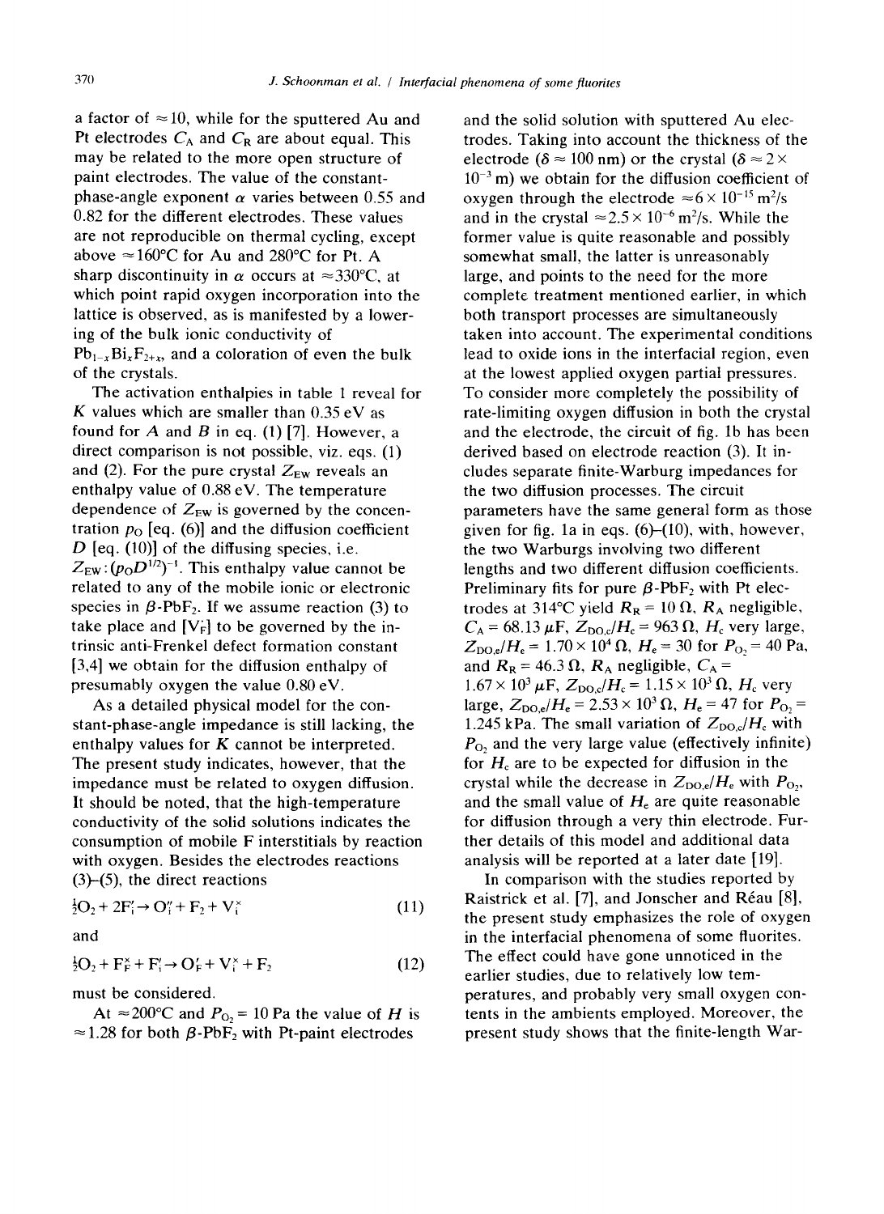a factor of $\approx 10$, while for the sputtered Au and Pt electrodes $C_A$ and $C_R$ are about equal. This may be related to the more open structure of paint electrodes. The value of the constant-phase-angle exponent $\alpha$ varies between 0.55 and 0.82 for the different electrodes. These values are not reproducible on thermal cycling, except above $\approx 160°C$ for Au and 280°C for Pt. A sharp discontinuity in $\alpha$ occurs at $\approx 330°C$, at which point rapid oxygen incorporation into the lattice is observed, as is manifested by a lowering of the bulk ionic conductivity of $Pb_{1-x}Bi_xF_{2+x}$, and a coloration of even the bulk of the crystals.

The activation enthalpies in table 1 reveal for $K$ values which are smaller than 0.35 eV as found for $A$ and $B$ in eq. (1) [7]. However, a direct comparison is not possible, viz. eqs. (1) and (2). For the pure crystal $Z_{EW}$ reveals an enthalpy value of 0.88 eV. The temperature dependence of $Z_{EW}$ is governed by the concentration $p_O$ [eq. (6)] and the diffusion coefficient $D$ [eq. (10)] of the diffusing species, i.e. $Z_{EW}: (p_O D^{1/2})^{-1}$. This enthalpy value cannot be related to any of the mobile ionic or electronic species in $\beta$-$PbF_2$. If we assume reaction (3) to take place and $[V_F^{\cdot}]$ to be governed by the intrinsic anti-Frenkel defect formation constant [3,4] we obtain for the diffusion enthalpy of presumably oxygen the value 0.80 eV.

As a detailed physical model for the constant-phase-angle impedance is still lacking, the enthalpy values for $K$ cannot be interpreted. The present study indicates, however, that the impedance must be related to oxygen diffusion. It should be noted, that the high-temperature conductivity of the solid solutions indicates the consumption of mobile F interstitials by reaction with oxygen. Besides the electrodes reactions (3)–(5), the direct reactions

$$\tfrac{1}{2}O_2 + 2F_i' \rightarrow O_i'' + F_2 + V_i^{\times} \tag{11}$$

and

$$\tfrac{1}{2}O_2 + F_F^{\times} + F_i' \rightarrow O_F' + V_i^{\times} + F_2 \tag{12}$$

must be considered.

At $\approx 200°C$ and $P_{O_2} = 10$ Pa the value of $H$ is $\approx 1.28$ for both $\beta$-$PbF_2$ with Pt-paint electrodes and the solid solution with sputtered Au electrodes. Taking into account the thickness of the electrode ($\delta \approx 100$ nm) or the crystal ($\delta \approx 2 \times 10^{-3}$ m) we obtain for the diffusion coefficient of oxygen through the electrode $\approx 6 \times 10^{-15}$ m²/s and in the crystal $\approx 2.5 \times 10^{-6}$ m²/s. While the former value is quite reasonable and possibly somewhat small, the latter is unreasonably large, and points to the need for the more complete treatment mentioned earlier, in which both transport processes are simultaneously taken into account. The experimental conditions lead to oxide ions in the interfacial region, even at the lowest applied oxygen partial pressures. To consider more completely the possibility of rate-limiting oxygen diffusion in both the crystal and the electrode, the circuit of fig. 1b has been derived based on electrode reaction (3). It includes separate finite-Warburg impedances for the two diffusion processes. The circuit parameters have the same general form as those given for fig. 1a in eqs. (6)–(10), with, however, the two Warburgs involving two different lengths and two different diffusion coefficients. Preliminary fits for pure $\beta$-$PbF_2$ with Pt electrodes at 314°C yield $R_R = 10\ \Omega$, $R_A$ negligible, $C_A = 68.13\ \mu F$, $Z_{DO,c}/H_c = 963\ \Omega$, $H_c$ very large, $Z_{DO,e}/H_e = 1.70 \times 10^4\ \Omega$, $H_e = 30$ for $P_{O_2} = 40$ Pa, and $R_R = 46.3\ \Omega$, $R_A$ negligible, $C_A = 1.67 \times 10^3\ \mu F$, $Z_{DO,c}/H_c = 1.15 \times 10^3\ \Omega$, $H_c$ very large, $Z_{DO,e}/H_e = 2.53 \times 10^3\ \Omega$, $H_e = 47$ for $P_{O_2} = 1.245$ kPa. The small variation of $Z_{DO,c}/H_c$ with $P_{O_2}$ and the very large value (effectively infinite) for $H_c$ are to be expected for diffusion in the crystal while the decrease in $Z_{DO,e}/H_e$ with $P_{O_2}$, and the small value of $H_e$ are quite reasonable for diffusion through a very thin electrode. Further details of this model and additional data analysis will be reported at a later date [19].

In comparison with the studies reported by Raistrick et al. [7], and Jonscher and Réau [8], the present study emphasizes the role of oxygen in the interfacial phenomena of some fluorites. The effect could have gone unnoticed in the earlier studies, due to relatively low temperatures, and probably very small oxygen contents in the ambients employed. Moreover, the present study shows that the finite-length War-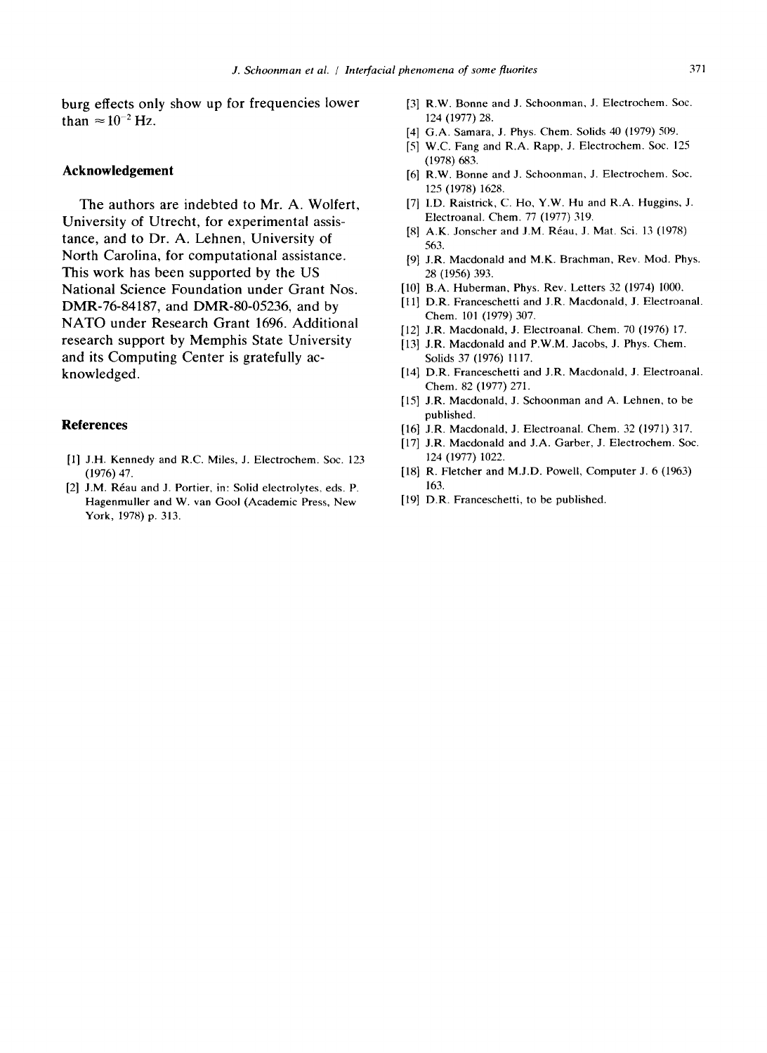burg effects only show up for frequencies lower than $\approx 10^{-2}$ Hz.

## Acknowledgement

The authors are indebted to Mr. A. Wolfert, University of Utrecht, for experimental assistance, and to Dr. A. Lehnen, University of North Carolina, for computational assistance. This work has been supported by the US National Science Foundation under Grant Nos. DMR-76-84187, and DMR-80-05236, and by NATO under Research Grant 1696. Additional research support by Memphis State University and its Computing Center is gratefully acknowledged.

## References

[1] J.H. Kennedy and R.C. Miles, J. Electrochem. Soc. 123 (1976) 47.

[2] J.M. Réau and J. Portier, in: Solid electrolytes, eds. P. Hagenmuller and W. van Gool (Academic Press, New York, 1978) p. 313.

[3] R.W. Bonne and J. Schoonman, J. Electrochem. Soc. 124 (1977) 28.

[4] G.A. Samara, J. Phys. Chem. Solids 40 (1979) 509.

[5] W.C. Fang and R.A. Rapp, J. Electrochem. Soc. 125 (1978) 683.

[6] R.W. Bonne and J. Schoonman, J. Electrochem. Soc. 125 (1978) 1628.

[7] I.D. Raistrick, C. Ho, Y.W. Hu and R.A. Huggins, J. Electroanal. Chem. 77 (1977) 319.

[8] A.K. Jonscher and J.M. Réau, J. Mat. Sci. 13 (1978) 563.

[9] J.R. Macdonald and M.K. Brachman, Rev. Mod. Phys. 28 (1956) 393.

[10] B.A. Huberman, Phys. Rev. Letters 32 (1974) 1000.

[11] D.R. Franceschetti and J.R. Macdonald, J. Electroanal. Chem. 101 (1979) 307.

[12] J.R. Macdonald, J. Electroanal. Chem. 70 (1976) 17.

[13] J.R. Macdonald and P.W.M. Jacobs, J. Phys. Chem. Solids 37 (1976) 1117.

[14] D.R. Franceschetti and J.R. Macdonald, J. Electroanal. Chem. 82 (1977) 271.

[15] J.R. Macdonald, J. Schoonman and A. Lehnen, to be published.

[16] J.R. Macdonald, J. Electroanal. Chem. 32 (1971) 317.

[17] J.R. Macdonald and J.A. Garber, J. Electrochem. Soc. 124 (1977) 1022.

[18] R. Fletcher and M.J.D. Powell, Computer J. 6 (1963) 163.

[19] D.R. Franceschetti, to be published.